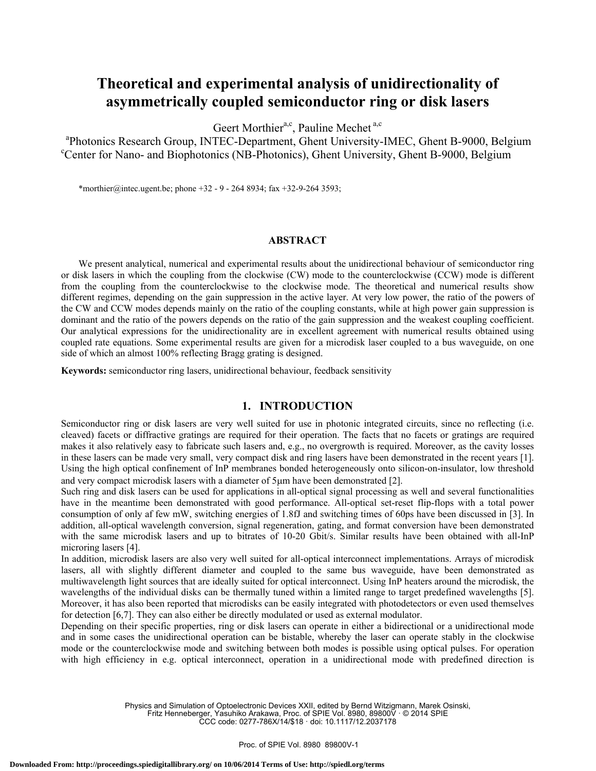# Theoretical and experimental analysis of unidirectionality of asymmetrically coupled semiconductor ring or disk lasers

Geert Morthier[a,c], Pauline Mechet [a,c]

[a]Photonics Research Group, INTEC-Department, Ghent University-IMEC, Ghent B-9000, Belgium
[c]Center for Nano- and Biophotonics (NB-Photonics), Ghent University, Ghent B-9000, Belgium

*morthier@intec.ugent.be; phone +32 - 9 - 264 8934; fax +32-9-264 3593;

## ABSTRACT

We present analytical, numerical and experimental results about the unidirectional behaviour of semiconductor ring or disk lasers in which the coupling from the clockwise (CW) mode to the counterclockwise (CCW) mode is different from the coupling from the counterclockwise to the clockwise mode. The theoretical and numerical results show different regimes, depending on the gain suppression in the active layer. At very low power, the ratio of the powers of the CW and CCW modes depends mainly on the ratio of the coupling constants, while at high power gain suppression is dominant and the ratio of the powers depends on the ratio of the gain suppression and the weakest coupling coefficient. Our analytical expressions for the unidirectionality are in excellent agreement with numerical results obtained using coupled rate equations. Some experimental results are given for a microdisk laser coupled to a bus waveguide, on one side of which an almost 100% reflecting Bragg grating is designed.

**Keywords:** semiconductor ring lasers, unidirectional behaviour, feedback sensitivity

## 1. INTRODUCTION

Semiconductor ring or disk lasers are very well suited for use in photonic integrated circuits, since no reflecting (i.e. cleaved) facets or diffractive gratings are required for their operation. The facts that no facets or gratings are required makes it also relatively easy to fabricate such lasers and, e.g., no overgrowth is required. Moreover, as the cavity losses in these lasers can be made very small, very compact disk and ring lasers have been demonstrated in the recent years [1]. Using the high optical confinement of InP membranes bonded heterogeneously onto silicon-on-insulator, low threshold and very compact microdisk lasers with a diameter of 5μm have been demonstrated [2].

Such ring and disk lasers can be used for applications in all-optical signal processing as well and several functionalities have in the meantime been demonstrated with good performance. All-optical set-reset flip-flops with a total power consumption of only af few mW, switching energies of 1.8fJ and switching times of 60ps have been discussed in [3]. In addition, all-optical wavelength conversion, signal regeneration, gating, and format conversion have been demonstrated with the same microdisk lasers and up to bitrates of 10-20 Gbit/s. Similar results have been obtained with all-InP microring lasers [4].

In addition, microdisk lasers are also very well suited for all-optical interconnect implementations. Arrays of microdisk lasers, all with slightly different diameter and coupled to the same bus waveguide, have been demonstrated as multiwavelength light sources that are ideally suited for optical interconnect. Using InP heaters around the microdisk, the wavelengths of the individual disks can be thermally tuned within a limited range to target predefined wavelengths [5]. Moreover, it has also been reported that microdisks can be easily integrated with photodetectors or even used themselves for detection [6,7]. They can also either be directly modulated or used as external modulator.

Depending on their specific properties, ring or disk lasers can operate in either a bidirectional or a unidirectional mode and in some cases the unidirectional operation can be bistable, whereby the laser can operate stably in the clockwise mode or the counterclockwise mode and switching between both modes is possible using optical pulses. For operation with high efficiency in e.g. optical interconnect, operation in a unidirectional mode with predefined direction is

Physics and Simulation of Optoelectronic Devices XXII, edited by Bernd Witzigmann, Marek Osinski, Fritz Henneberger, Yasuhiko Arakawa, Proc. of SPIE Vol. 8980, 89800V · © 2014 SPIE
CCC code: 0277-786X/14/$18 · doi: 10.1117/12.2037178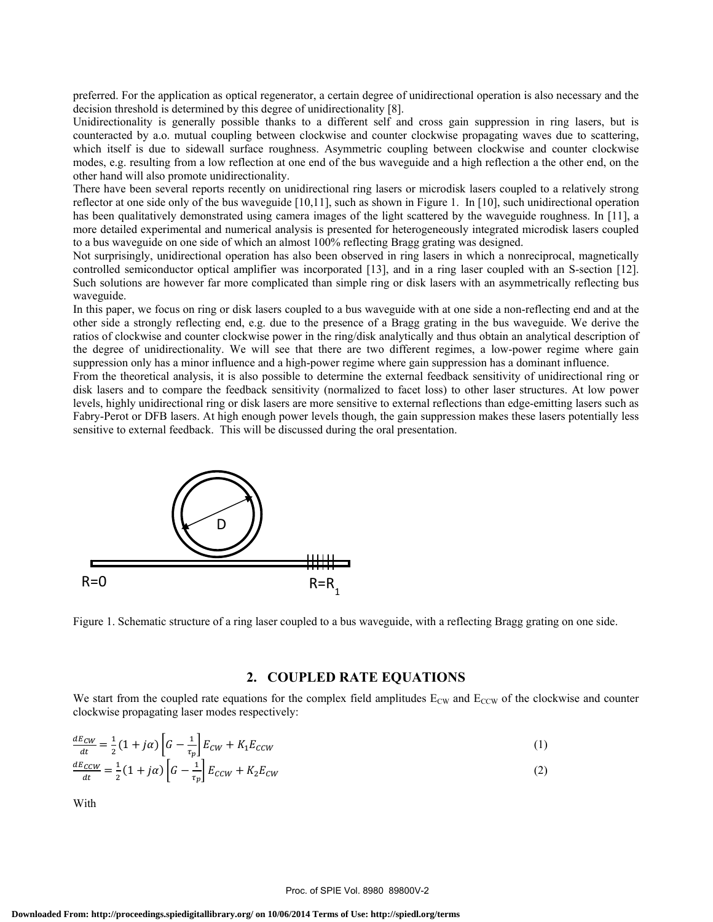preferred. For the application as optical regenerator, a certain degree of unidirectional operation is also necessary and the decision threshold is determined by this degree of unidirectionality [8].

Unidirectionality is generally possible thanks to a different self and cross gain suppression in ring lasers, but is counteracted by a.o. mutual coupling between clockwise and counter clockwise propagating waves due to scattering, which itself is due to sidewall surface roughness. Asymmetric coupling between clockwise and counter clockwise modes, e.g. resulting from a low reflection at one end of the bus waveguide and a high reflection a the other end, on the other hand will also promote unidirectionality.

There have been several reports recently on unidirectional ring lasers or microdisk lasers coupled to a relatively strong reflector at one side only of the bus waveguide [10,11], such as shown in Figure 1. In [10], such unidirectional operation has been qualitatively demonstrated using camera images of the light scattered by the waveguide roughness. In [11], a more detailed experimental and numerical analysis is presented for heterogeneously integrated microdisk lasers coupled to a bus waveguide on one side of which an almost 100% reflecting Bragg grating was designed.

Not surprisingly, unidirectional operation has also been observed in ring lasers in which a nonreciprocal, magnetically controlled semiconductor optical amplifier was incorporated [13], and in a ring laser coupled with an S-section [12]. Such solutions are however far more complicated than simple ring or disk lasers with an asymmetrically reflecting bus waveguide.

In this paper, we focus on ring or disk lasers coupled to a bus waveguide with at one side a non-reflecting end and at the other side a strongly reflecting end, e.g. due to the presence of a Bragg grating in the bus waveguide. We derive the ratios of clockwise and counter clockwise power in the ring/disk analytically and thus obtain an analytical description of the degree of unidirectionality. We will see that there are two different regimes, a low-power regime where gain suppression only has a minor influence and a high-power regime where gain suppression has a dominant influence.

From the theoretical analysis, it is also possible to determine the external feedback sensitivity of unidirectional ring or disk lasers and to compare the feedback sensitivity (normalized to facet loss) to other laser structures. At low power levels, highly unidirectional ring or disk lasers are more sensitive to external reflections than edge-emitting lasers such as Fabry-Perot or DFB lasers. At high enough power levels though, the gain suppression makes these lasers potentially less sensitive to external feedback. This will be discussed during the oral presentation.

D

R=0 R=$R_1$

Figure 1. Schematic structure of a ring laser coupled to a bus waveguide, with a reflecting Bragg grating on one side.

## 2. COUPLED RATE EQUATIONS

We start from the coupled rate equations for the complex field amplitudes $E_{CW}$ and $E_{CCW}$ of the clockwise and counter clockwise propagating laser modes respectively:

$$\frac{dE_{CW}}{dt} = \frac{1}{2}(1+j\alpha)\left[G - \frac{1}{\tau_p}\right]E_{CW} + K_1 E_{CCW} \tag{1}$$

$$\frac{dE_{CCW}}{dt} = \frac{1}{2}(1+j\alpha)\left[G - \frac{1}{\tau_p}\right]E_{CCW} + K_2 E_{CW} \tag{2}$$

With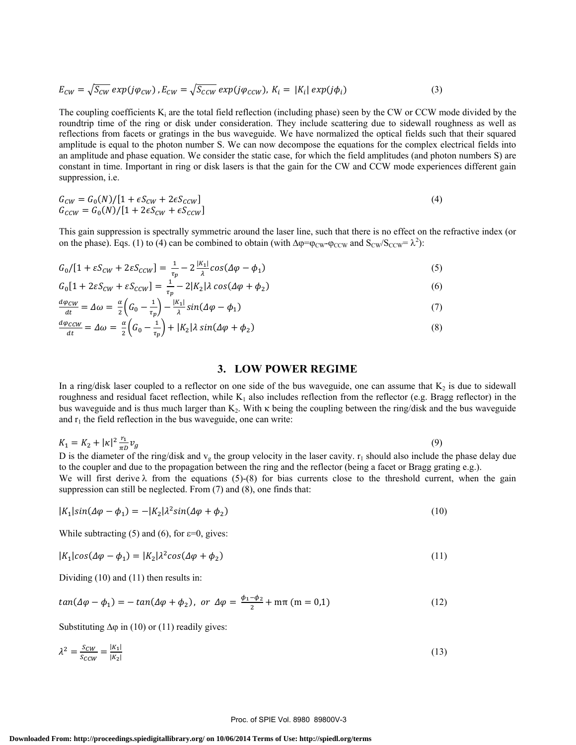$$E_{CW} = \sqrt{S_{CW}}\, exp(j\varphi_{CW})\ , E_{CW} = \sqrt{S_{CCW}}\, exp(j\varphi_{CCW}),\ K_i = \ |K_i|\, exp(j\phi_i) \tag{3}$$

The coupling coefficients $K_i$ are the total field reflection (including phase) seen by the CW or CCW mode divided by the roundtrip time of the ring or disk under consideration. They include scattering due to sidewall roughness as well as reflections from facets or gratings in the bus waveguide. We have normalized the optical fields such that their squared amplitude is equal to the photon number S. We can now decompose the equations for the complex electrical fields into an amplitude and phase equation. We consider the static case, for which the field amplitudes (and photon numbers S) are constant in time. Important in ring or disk lasers is that the gain for the CW and CCW mode experiences different gain suppression, i.e.

$$\begin{aligned} G_{CW} &= G_0(N)/[1 + \epsilon S_{CW} + 2\epsilon S_{CCW}] \\ G_{CCW} &= G_0(N)/[1 + 2\epsilon S_{CW} + \epsilon S_{CCW}] \end{aligned} \tag{4}$$

This gain suppression is spectrally symmetric around the laser line, such that there is no effect on the refractive index (or on the phase). Eqs. (1) to (4) can be combined to obtain (with $\Delta\varphi = \varphi_{CW} - \varphi_{CCW}$ and $S_{CW}/S_{CCW} = \lambda^2$):

$$G_0/[1 + \varepsilon S_{CW} + 2\varepsilon S_{CCW}] = \frac{1}{\tau_p} - 2\frac{|K_1|}{\lambda} cos(\Delta\varphi - \phi_1) \tag{5}$$

$$G_0[1 + 2\varepsilon S_{CW} + \varepsilon S_{CCW}] = \frac{1}{\tau_p} - 2|K_2|\lambda\, cos(\Delta\varphi + \phi_2) \tag{6}$$

$$\frac{d\varphi_{CW}}{dt} = \Delta\omega = \frac{\alpha}{2}\left(G_0 - \frac{1}{\tau_p}\right) - \frac{|K_1|}{\lambda} sin(\Delta\varphi - \phi_1) \tag{7}$$

$$\frac{d\varphi_{CCW}}{dt} = \Delta\omega = \frac{\alpha}{2}\left(G_0 - \frac{1}{\tau_p}\right) + |K_2|\lambda\, sin(\Delta\varphi + \phi_2) \tag{8}$$

## 3. LOW POWER REGIME

In a ring/disk laser coupled to a reflector on one side of the bus waveguide, one can assume that $K_2$ is due to sidewall roughness and residual facet reflection, while $K_1$ also includes reflection from the reflector (e.g. Bragg reflector) in the bus waveguide and is thus much larger than $K_2$. With $\kappa$ being the coupling between the ring/disk and the bus waveguide and $r_1$ the field reflection in the bus waveguide, one can write:

$$K_1 = K_2 + |\kappa|^2 \frac{r_1}{\pi D} v_g \tag{9}$$

D is the diameter of the ring/disk and $v_g$ the group velocity in the laser cavity. $r_1$ should also include the phase delay due to the coupler and due to the propagation between the ring and the reflector (being a facet or Bragg grating e.g.).
We will first derive $\lambda$ from the equations (5)-(8) for bias currents close to the threshold current, when the gain suppression can still be neglected. From (7) and (8), one finds that:

$$|K_1| sin(\Delta\varphi - \phi_1) = -|K_2|\lambda^2 sin(\Delta\varphi + \phi_2) \tag{10}$$

While subtracting (5) and (6), for $\varepsilon$=0, gives:

$$|K_1| cos(\Delta\varphi - \phi_1) = |K_2|\lambda^2 cos(\Delta\varphi + \phi_2) \tag{11}$$

Dividing (10) and (11) then results in:

$$tan(\Delta\varphi - \phi_1) = -\, tan(\Delta\varphi + \phi_2),\ \ or\ \ \Delta\varphi = \frac{\phi_1 - \phi_2}{2} + \mathrm{m}\pi\ (\mathrm{m} = 0{,}1) \tag{12}$$

Substituting $\Delta\varphi$ in (10) or (11) readily gives:

$$\lambda^2 = \frac{S_{CW}}{S_{CCW}} = \frac{|K_1|}{|K_2|} \tag{13}$$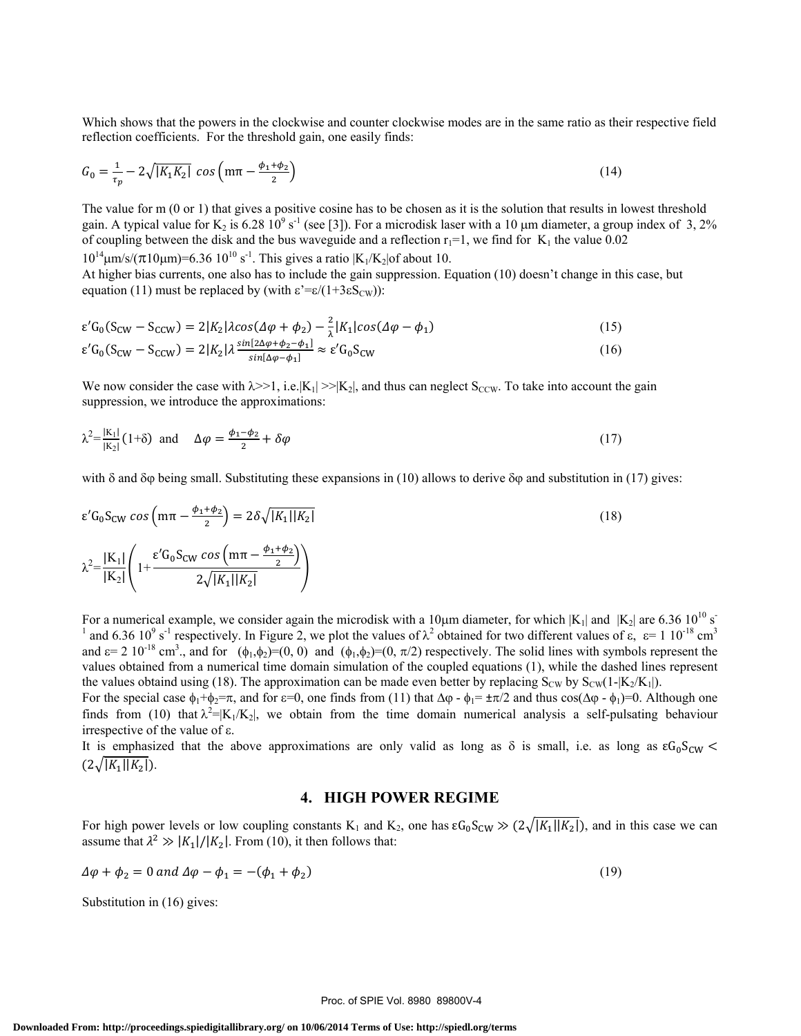Which shows that the powers in the clockwise and counter clockwise modes are in the same ratio as their respective field reflection coefficients. For the threshold gain, one easily finds:

$$G_0 = \frac{1}{\tau_p} - 2\sqrt{|K_1 K_2|}\ \cos\left(\mathrm{m}\pi - \frac{\phi_1+\phi_2}{2}\right) \tag{14}$$

The value for m (0 or 1) that gives a positive cosine has to be chosen as it is the solution that results in lowest threshold gain. A typical value for $K_2$ is 6.28 $10^9$ $s^{-1}$ (see [3]). For a microdisk laser with a 10 μm diameter, a group index of 3, 2% of coupling between the disk and the bus waveguide and a reflection $r_1$=1, we find for $K_1$ the value 0.02 $10^{14}$μm/s/(π10μm)=6.36 $10^{10}$ $s^{-1}$. This gives a ratio $|K_1/K_2|$of about 10.

At higher bias currents, one also has to include the gain suppression. Equation (10) doesn't change in this case, but equation (11) must be replaced by (with $\varepsilon' = \varepsilon/(1+3\varepsilon S_{CW})$):

$$\varepsilon' G_0(S_{CW} - S_{CCW}) = 2|K_2|\lambda cos(\Delta\varphi + \phi_2) - \frac{2}{\lambda}|K_1| cos(\Delta\varphi - \phi_1) \tag{15}$$

$$\varepsilon' G_0(S_{CW} - S_{CCW}) = 2|K_2|\lambda \frac{sin[2\Delta\varphi + \phi_2 - \phi_1]}{sin[\Delta\varphi - \phi_1]} \approx \varepsilon' G_0 S_{CW} \tag{16}$$

We now consider the case with λ>>1, i.e.$|K_1| >> |K_2|$, and thus can neglect $S_{CCW}$. To take into account the gain suppression, we introduce the approximations:

$$\lambda^2 = \frac{|K_1|}{|K_2|}(1+\delta) \quad \text{and} \quad \Delta\varphi = \frac{\phi_1 - \phi_2}{2} + \delta\varphi \tag{17}$$

with δ and δφ being small. Substituting these expansions in (10) allows to derive δφ and substitution in (17) gives:

$$\varepsilon' G_0 S_{CW}\, cos\left(\mathrm{m}\pi - \frac{\phi_1+\phi_2}{2}\right) = 2\delta\sqrt{|K_1||K_2|} \tag{18}$$

$$\lambda^2 = \frac{|K_1|}{|K_2|}\left(1 + \frac{\varepsilon' G_0 S_{CW}\, cos\left(\mathrm{m}\pi - \frac{\phi_1+\phi_2}{2}\right)}{2\sqrt{|K_1||K_2|}}\right)$$

For a numerical example, we consider again the microdisk with a 10μm diameter, for which $|K_1|$ and $|K_2|$ are 6.36 $10^{10}$ $s^{-1}$ and 6.36 $10^9$ $s^{-1}$ respectively. In Figure 2, we plot the values of $\lambda^2$ obtained for two different values of ε, ε= 1 $10^{-18}$ $cm^3$ and ε= 2 $10^{-18}$ $cm^3$., and for $(\phi_1,\phi_2)$=(0, 0) and $(\phi_1,\phi_2)$=(0, π/2) respectively. The solid lines with symbols represent the values obtained from a numerical time domain simulation of the coupled equations (1), while the dashed lines represent the values obtaind using (18). The approximation can be made even better by replacing $S_{CW}$ by $S_{CW}(1-|K_2/K_1|)$.

For the special case $\phi_1+\phi_2$=π, and for ε=0, one finds from (11) that $\Delta\varphi - \phi_1 = \pm\pi/2$ and thus $\cos(\Delta\varphi - \phi_1)$=0. Although one finds from (10) that $\lambda^2 = |K_1/K_2|$, we obtain from the time domain numerical analysis a self-pulsating behaviour irrespective of the value of ε.

It is emphasized that the above approximations are only valid as long as δ is small, i.e. as long as $\varepsilon G_0 S_{CW} < (2\sqrt{|K_1||K_2|})$.

## 4. HIGH POWER REGIME

For high power levels or low coupling constants $K_1$ and $K_2$, one has $\varepsilon G_0 S_{CW} \gg (2\sqrt{|K_1||K_2|})$, and in this case we can assume that $\lambda^2 \gg |K_1|/|K_2|$. From (10), it then follows that:

$$\Delta\varphi + \phi_2 = 0 \;and\; \Delta\varphi - \phi_1 = -(\phi_1 + \phi_2) \tag{19}$$

Substitution in (16) gives: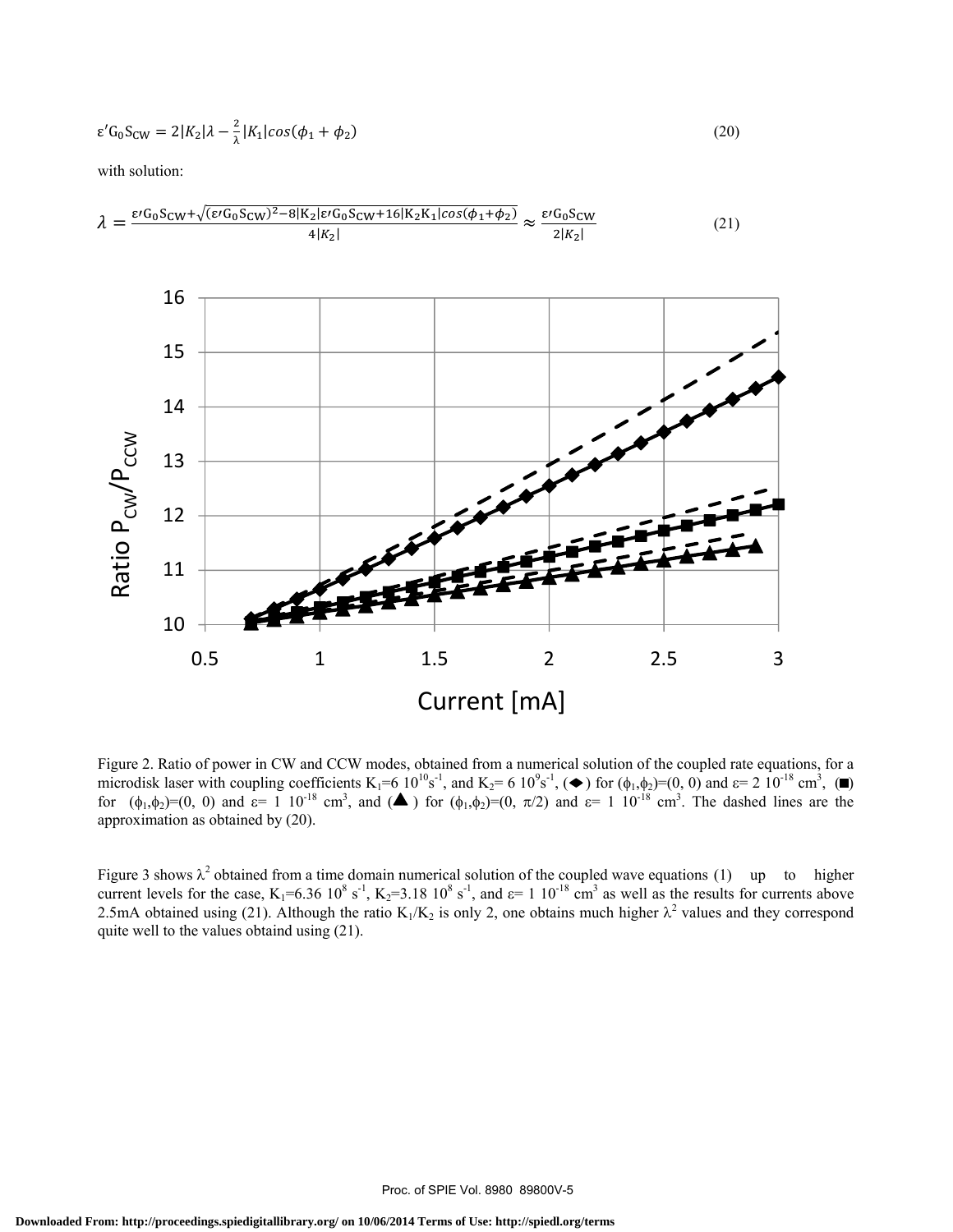$$\varepsilon' G_0 S_{CW} = 2|K_2|\lambda - \frac{2}{\lambda}|K_1|cos(\phi_1 + \phi_2) \tag{20}$$

with solution:

$$\lambda = \frac{\varepsilon' G_0 S_{CW} + \sqrt{(\varepsilon' G_0 S_{CW})^2 - 8|K_2|\varepsilon' G_0 S_{CW} + 16|K_2 K_1|cos(\phi_1+\phi_2)}}{4|K_2|} \approx \frac{\varepsilon' G_0 S_{CW}}{2|K_2|} \tag{21}$$

Figure 2. Ratio of power in CW and CCW modes, obtained from a numerical solution of the coupled rate equations, for a microdisk laser with coupling coefficients $K_1$=6 $10^{10}$s$^{-1}$, and $K_2$= 6 $10^{9}$s$^{-1}$, (◆) for ($\phi_1$,$\phi_2$)=(0, 0) and ε= 2 $10^{-18}$ cm$^3$, (■) for ($\phi_1$,$\phi_2$)=(0, 0) and ε= 1 $10^{-18}$ cm$^3$, and (▲) for ($\phi_1$,$\phi_2$)=(0, π/2) and ε= 1 $10^{-18}$ cm$^3$. The dashed lines are the approximation as obtained by (20).

Figure 3 shows $\lambda^2$ obtained from a time domain numerical solution of the coupled wave equations (1) up to higher current levels for the case, $K_1$=6.36 $10^8$ s$^{-1}$, $K_2$=3.18 $10^8$ s$^{-1}$, and ε= 1 $10^{-18}$ cm$^3$ as well as the results for currents above 2.5mA obtained using (21). Although the ratio $K_1/K_2$ is only 2, one obtains much higher $\lambda^2$ values and they correspond quite well to the values obtaind using (21).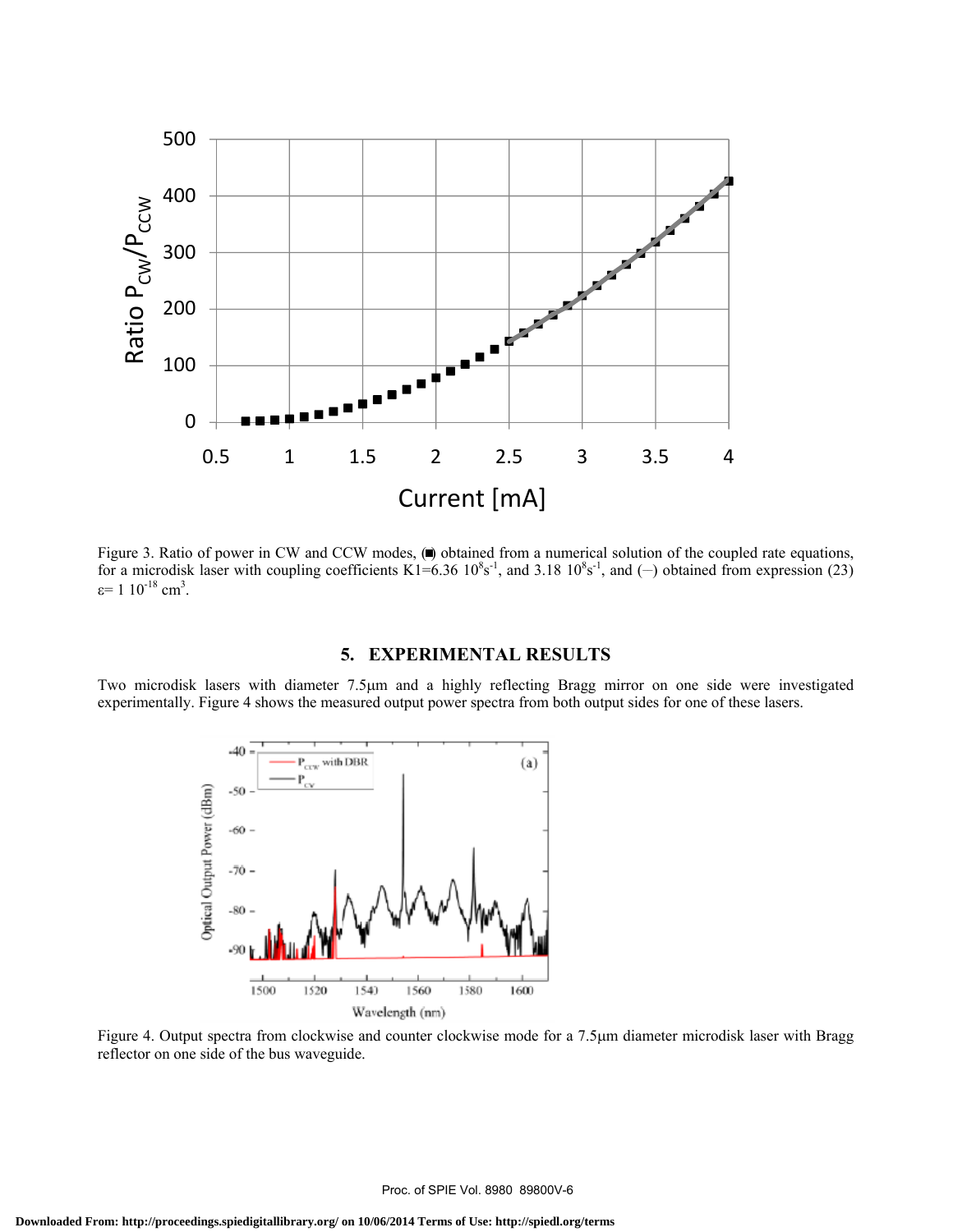Figure 3. Ratio of power in CW and CCW modes, (■) obtained from a numerical solution of the coupled rate equations, for a microdisk laser with coupling coefficients K1=6.36 $10^{8}s^{-1}$, and 3.18 $10^{8}s^{-1}$, and (—) obtained from expression (23) $\varepsilon$= 1 $10^{-18}$ $cm^{3}$.

## 5. EXPERIMENTAL RESULTS

Two microdisk lasers with diameter 7.5µm and a highly reflecting Bragg mirror on one side were investigated experimentally. Figure 4 shows the measured output power spectra from both output sides for one of these lasers.

Figure 4. Output spectra from clockwise and counter clockwise mode for a 7.5µm diameter microdisk laser with Bragg reflector on one side of the bus waveguide.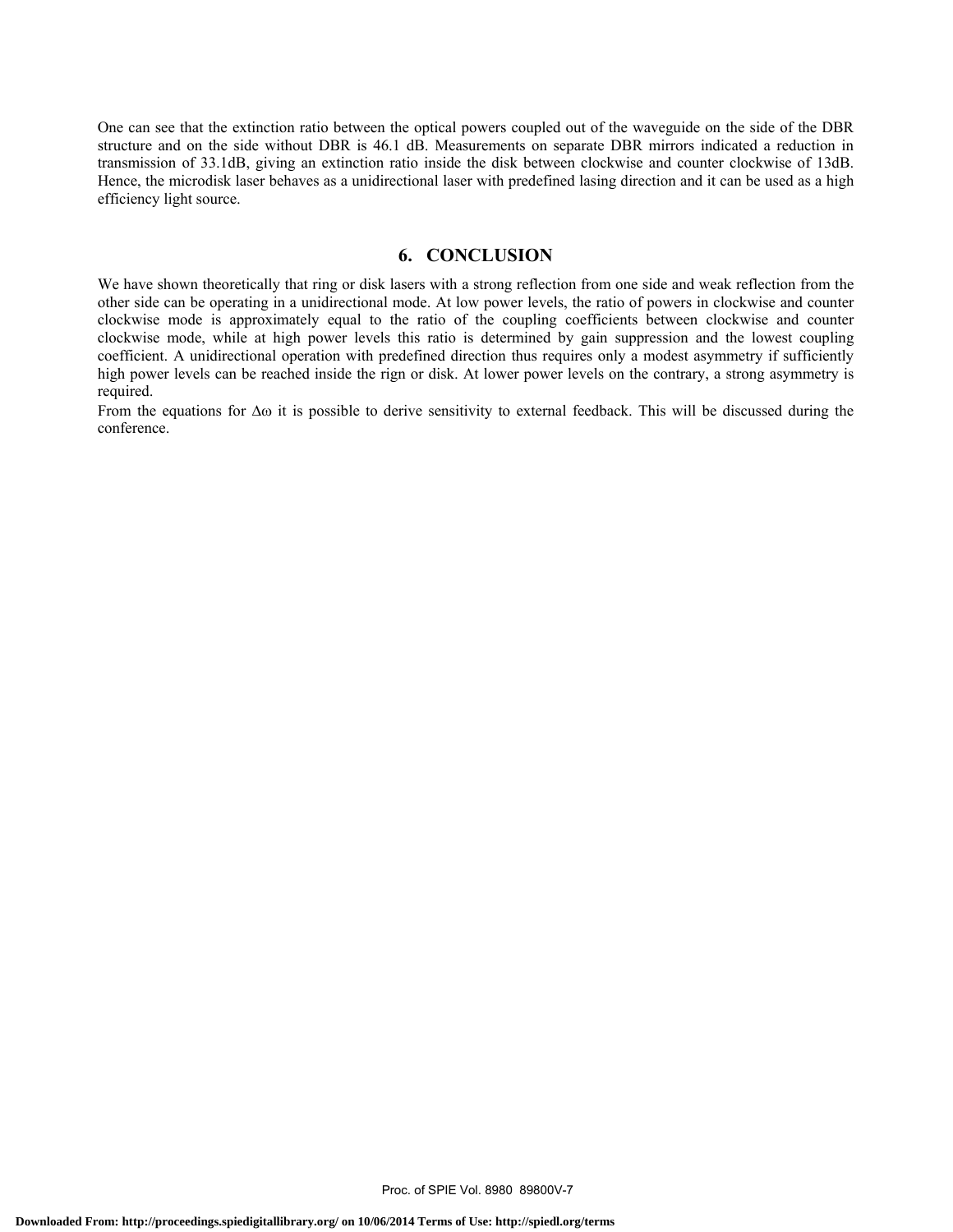One can see that the extinction ratio between the optical powers coupled out of the waveguide on the side of the DBR structure and on the side without DBR is 46.1 dB. Measurements on separate DBR mirrors indicated a reduction in transmission of 33.1dB, giving an extinction ratio inside the disk between clockwise and counter clockwise of 13dB. Hence, the microdisk laser behaves as a unidirectional laser with predefined lasing direction and it can be used as a high efficiency light source.

## 6. CONCLUSION

We have shown theoretically that ring or disk lasers with a strong reflection from one side and weak reflection from the other side can be operating in a unidirectional mode. At low power levels, the ratio of powers in clockwise and counter clockwise mode is approximately equal to the ratio of the coupling coefficients between clockwise and counter clockwise mode, while at high power levels this ratio is determined by gain suppression and the lowest coupling coefficient. A unidirectional operation with predefined direction thus requires only a modest asymmetry if sufficiently high power levels can be reached inside the rign or disk. At lower power levels on the contrary, a strong asymmetry is required.

From the equations for $\Delta\omega$ it is possible to derive sensitivity to external feedback. This will be discussed during the conference.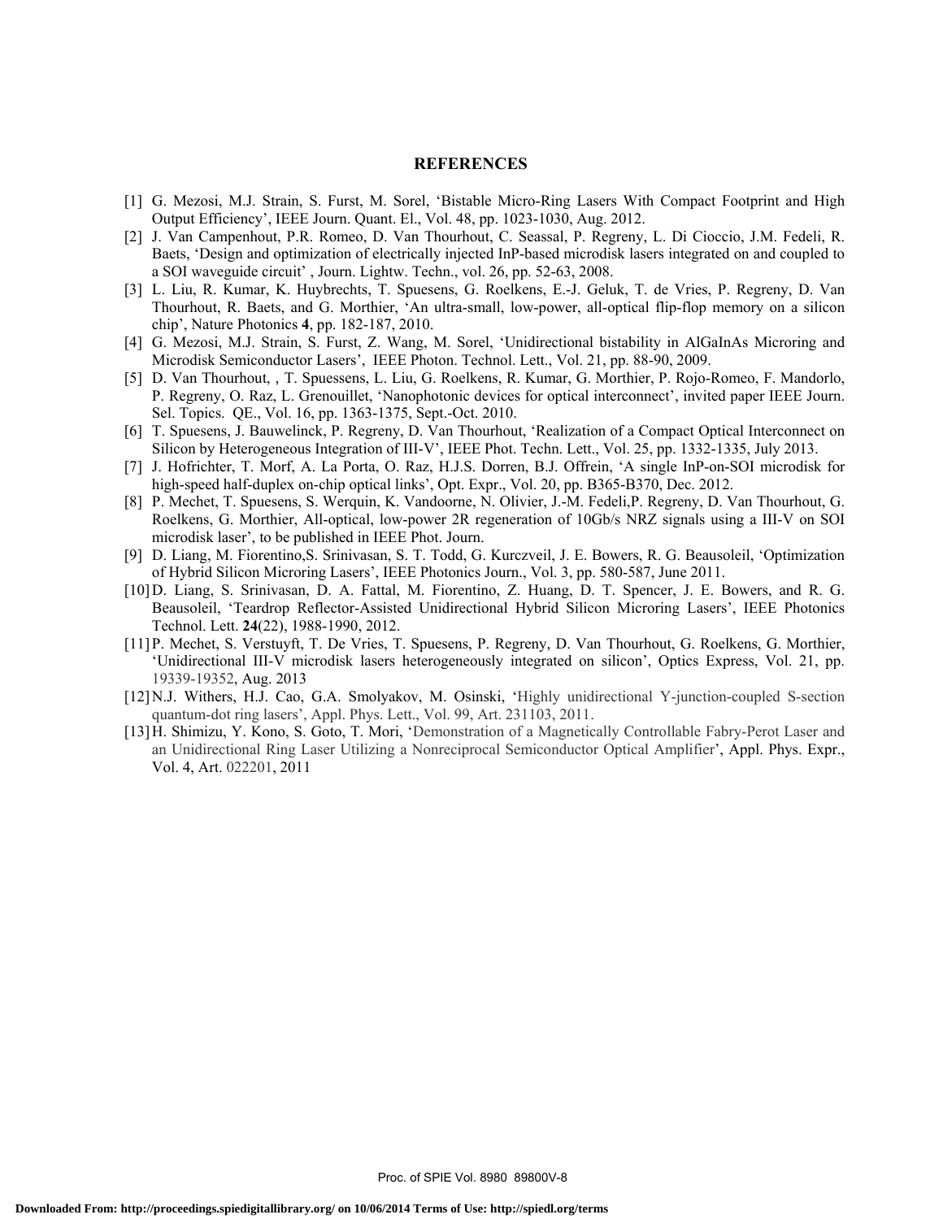## REFERENCES

[1] G. Mezosi, M.J. Strain, S. Furst, M. Sorel, 'Bistable Micro-Ring Lasers With Compact Footprint and High Output Efficiency', IEEE Journ. Quant. El., Vol. 48, pp. 1023-1030, Aug. 2012.

[2] J. Van Campenhout, P.R. Romeo, D. Van Thourhout, C. Seassal, P. Regreny, L. Di Cioccio, J.M. Fedeli, R. Baets, 'Design and optimization of electrically injected InP-based microdisk lasers integrated on and coupled to a SOI waveguide circuit' , Journ. Lightw. Techn., vol. 26, pp. 52-63, 2008.

[3] L. Liu, R. Kumar, K. Huybrechts, T. Spuesens, G. Roelkens, E.-J. Geluk, T. de Vries, P. Regreny, D. Van Thourhout, R. Baets, and G. Morthier, 'An ultra-small, low-power, all-optical flip-flop memory on a silicon chip', Nature Photonics **4**, pp. 182-187, 2010.

[4] G. Mezosi, M.J. Strain, S. Furst, Z. Wang, M. Sorel, 'Unidirectional bistability in AlGaInAs Microring and Microdisk Semiconductor Lasers', IEEE Photon. Technol. Lett., Vol. 21, pp. 88-90, 2009.

[5] D. Van Thourhout, , T. Spuessens, L. Liu, G. Roelkens, R. Kumar, G. Morthier, P. Rojo-Romeo, F. Mandorlo, P. Regreny, O. Raz, L. Grenouillet, 'Nanophotonic devices for optical interconnect', invited paper IEEE Journ. Sel. Topics. QE., Vol. 16, pp. 1363-1375, Sept.-Oct. 2010.

[6] T. Spuesens, J. Bauwelinck, P. Regreny, D. Van Thourhout, 'Realization of a Compact Optical Interconnect on Silicon by Heterogeneous Integration of III-V', IEEE Phot. Techn. Lett., Vol. 25, pp. 1332-1335, July 2013.

[7] J. Hofrichter, T. Morf, A. La Porta, O. Raz, H.J.S. Dorren, B.J. Offrein, 'A single InP-on-SOI microdisk for high-speed half-duplex on-chip optical links', Opt. Expr., Vol. 20, pp. B365-B370, Dec. 2012.

[8] P. Mechet, T. Spuesens, S. Werquin, K. Vandoorne, N. Olivier, J.-M. Fedeli,P. Regreny, D. Van Thourhout, G. Roelkens, G. Morthier, All-optical, low-power 2R regeneration of 10Gb/s NRZ signals using a III-V on SOI microdisk laser', to be published in IEEE Phot. Journ.

[9] D. Liang, M. Fiorentino,S. Srinivasan, S. T. Todd, G. Kurczveil, J. E. Bowers, R. G. Beausoleil, 'Optimization of Hybrid Silicon Microring Lasers', IEEE Photonics Journ., Vol. 3, pp. 580-587, June 2011.

[10] D. Liang, S. Srinivasan, D. A. Fattal, M. Fiorentino, Z. Huang, D. T. Spencer, J. E. Bowers, and R. G. Beausoleil, 'Teardrop Reflector-Assisted Unidirectional Hybrid Silicon Microring Lasers', IEEE Photonics Technol. Lett. **24**(22), 1988-1990, 2012.

[11] P. Mechet, S. Verstuyft, T. De Vries, T. Spuesens, P. Regreny, D. Van Thourhout, G. Roelkens, G. Morthier, 'Unidirectional III-V microdisk lasers heterogeneously integrated on silicon', Optics Express, Vol. 21, pp. 19339-19352, Aug. 2013

[12] N.J. Withers, H.J. Cao, G.A. Smolyakov, M. Osinski, 'Highly unidirectional Y-junction-coupled S-section quantum-dot ring lasers', Appl. Phys. Lett., Vol. 99, Art. 231103, 2011.

[13] H. Shimizu, Y. Kono, S. Goto, T. Mori, 'Demonstration of a Magnetically Controllable Fabry-Perot Laser and an Unidirectional Ring Laser Utilizing a Nonreciprocal Semiconductor Optical Amplifier', Appl. Phys. Expr., Vol. 4, Art. 022201, 2011